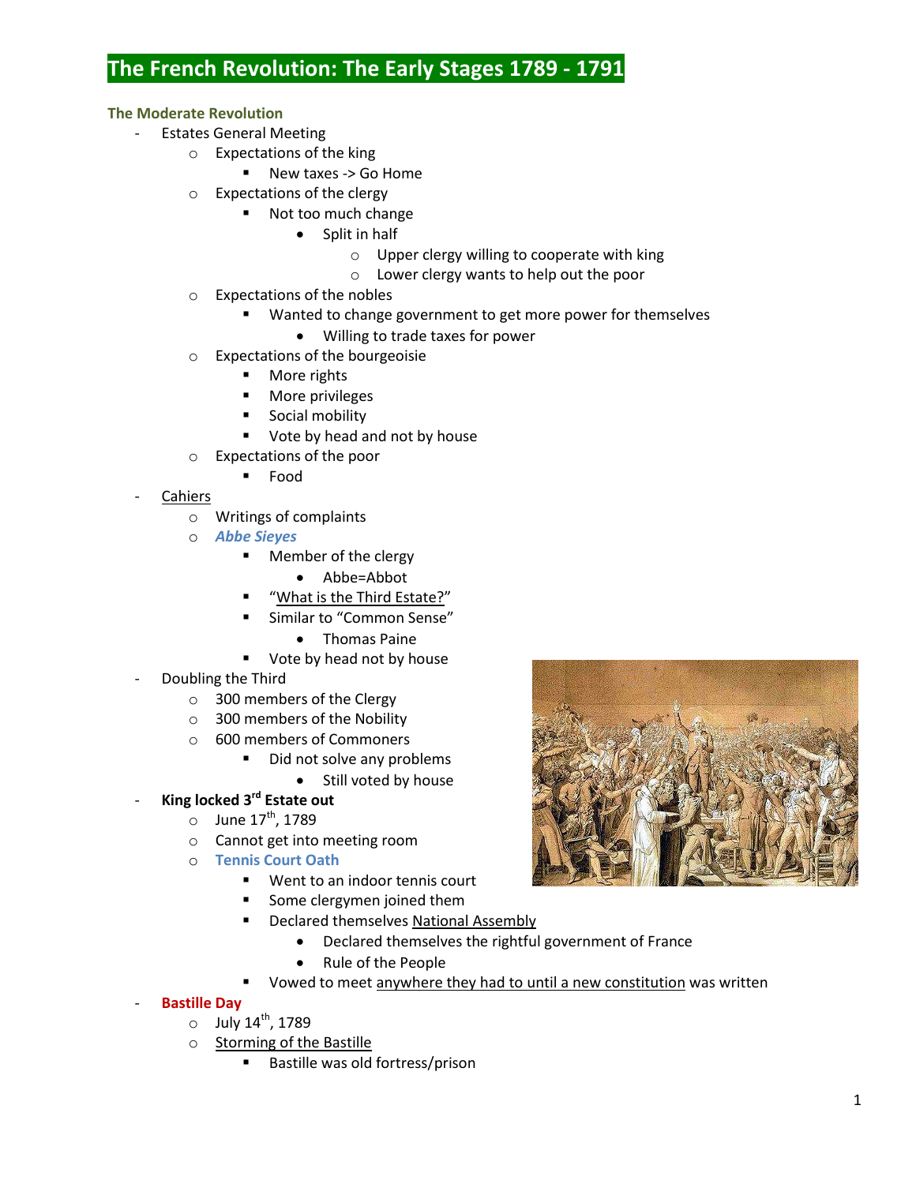# The French Revolution: The Early Stages 1789 - 1791

### The Moderate Revolution

- Estates General Meeting
  - Expectations of the king
    - New taxes -> Go Home
  - Expectations of the clergy
    - Not too much change
      - Split in half
        - Upper clergy willing to cooperate with king
        - Lower clergy wants to help out the poor
  - Expectations of the nobles
    - Wanted to change government to get more power for themselves
      - Willing to trade taxes for power
  - Expectations of the bourgeoisie
    - More rights
    - More privileges
    - Social mobility
    - Vote by head and not by house
  - Expectations of the poor
    - Food
- Cahiers
  - Writings of complaints
  - ***Abbe Sieyes***
    - Member of the clergy
      - Abbe=Abbot
    - "What is the Third Estate?"
    - Similar to "Common Sense"
      - Thomas Paine
    - Vote by head not by house
- Doubling the Third
  - 300 members of the Clergy
  - 300 members of the Nobility
  - 600 members of Commoners
    - Did not solve any problems
      - Still voted by house
- **King locked 3rd Estate out**
  - June 17th, 1789
  - Cannot get into meeting room
  - **Tennis Court Oath**
    - Went to an indoor tennis court
    - Some clergymen joined them
    - Declared themselves National Assembly
      - Declared themselves the rightful government of France
      - Rule of the People
    - Vowed to meet anywhere they had to until a new constitution was written
- **Bastille Day**
  - July 14th, 1789
  - Storming of the Bastille
    - Bastille was old fortress/prison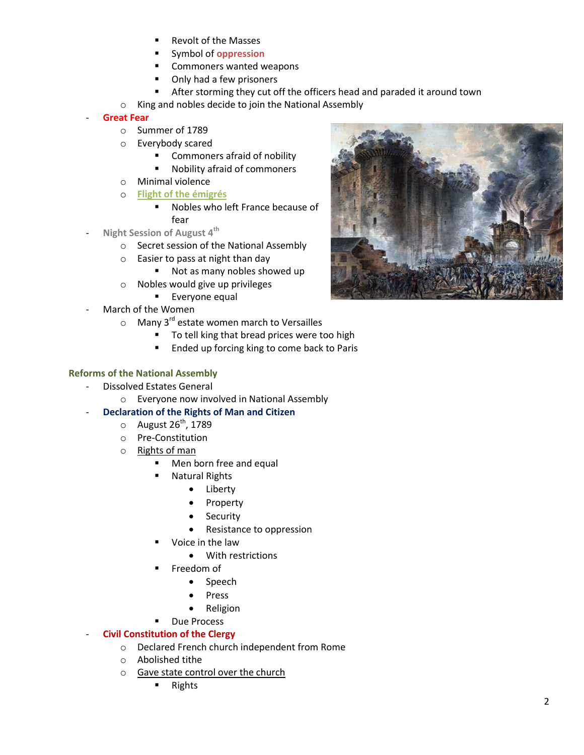- Revolt of the Masses
      - Symbol of **oppression**
      - Commoners wanted weapons
      - Only had a few prisoners
      - After storming they cut off the officers head and paraded it around town
  - King and nobles decide to join the National Assembly
- **Great Fear**
  - Summer of 1789
  - Everybody scared
    - Commoners afraid of nobility
    - Nobility afraid of commoners
  - Minimal violence
  - **Flight of the émigrés**
    - Nobles who left France because of fear
- **Night Session of August 4th**
  - Secret session of the National Assembly
  - Easier to pass at night than day
    - Not as many nobles showed up
  - Nobles would give up privileges
    - Everyone equal
- March of the Women
  - Many 3rd estate women march to Versailles
    - To tell king that bread prices were too high
    - Ended up forcing king to come back to Paris

**Reforms of the National Assembly**

- Dissolved Estates General
  - Everyone now involved in National Assembly
- **Declaration of the Rights of Man and Citizen**
  - August 26th, 1789
  - Pre-Constitution
  - Rights of man
    - Men born free and equal
    - Natural Rights
      - Liberty
      - Property
      - Security
      - Resistance to oppression
    - Voice in the law
      - With restrictions
    - Freedom of
      - Speech
      - Press
      - Religion
    - Due Process
- **Civil Constitution of the Clergy**
  - Declared French church independent from Rome
  - Abolished tithe
  - Gave state control over the church
    - Rights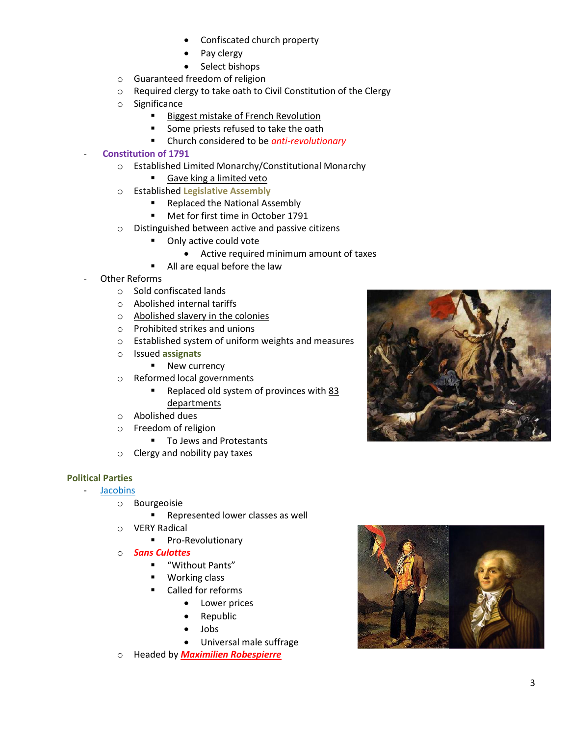- Confiscated church property
        - Pay clergy
        - Select bishops
    - Guaranteed freedom of religion
    - Required clergy to take oath to Civil Constitution of the Clergy
    - Significance
        - Biggest mistake of French Revolution
        - Some priests refused to take the oath
        - Church considered to be *anti-revolutionary*
- **Constitution of 1791**
    - Established Limited Monarchy/Constitutional Monarchy
        - Gave king a limited veto
    - Established **Legislative Assembly**
        - Replaced the National Assembly
        - Met for first time in October 1791
    - Distinguished between active and passive citizens
        - Only active could vote
            - Active required minimum amount of taxes
        - All are equal before the law
- Other Reforms
    - Sold confiscated lands
    - Abolished internal tariffs
    - Abolished slavery in the colonies
    - Prohibited strikes and unions
    - Established system of uniform weights and measures
    - Issued **assignats**
        - New currency
    - Reformed local governments
        - Replaced old system of provinces with 83 departments
    - Abolished dues
    - Freedom of religion
        - To Jews and Protestants
    - Clergy and nobility pay taxes

**Political Parties**

- Jacobins
    - Bourgeoisie
        - Represented lower classes as well
    - VERY Radical
        - Pro-Revolutionary
    - ***Sans Culottes***
        - "Without Pants"
        - Working class
        - Called for reforms
            - Lower prices
            - Republic
            - Jobs
            - Universal male suffrage
    - Headed by ***Maximilien Robespierre***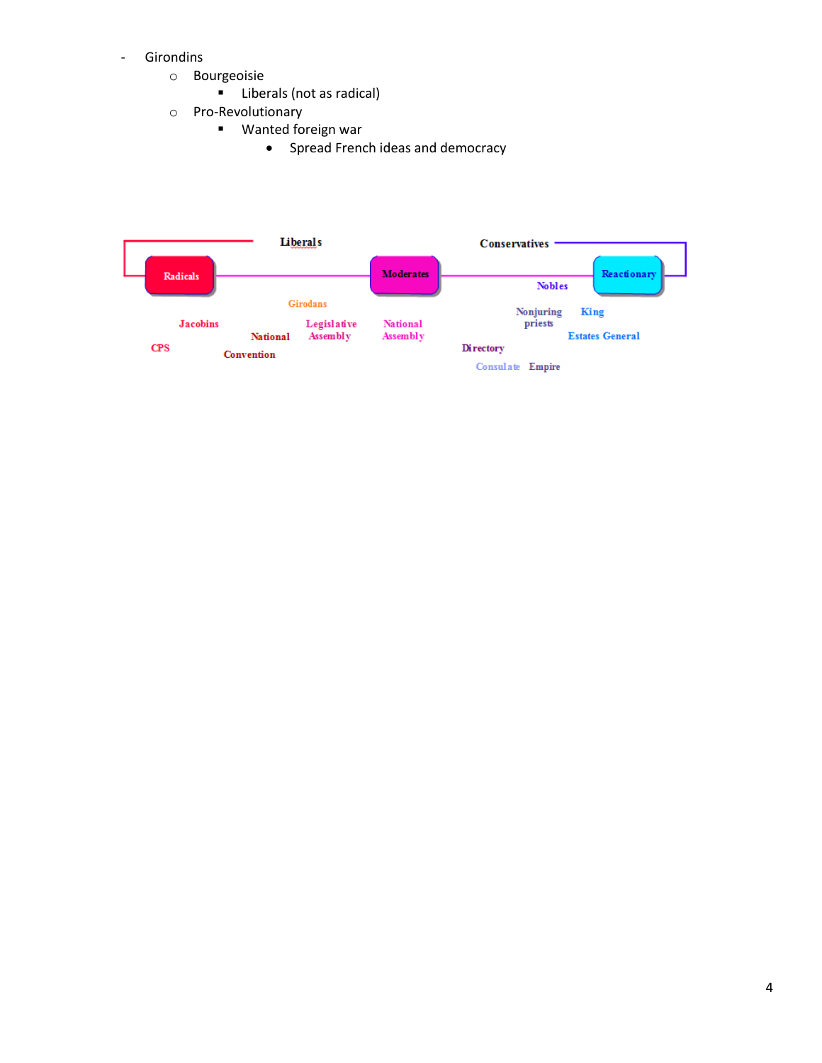- Girondins
    - Bourgeoisie
        - Liberals (not as radical)
    - Pro-Revolutionary
        - Wanted foreign war
            - Spread French ideas and democracy

Liberals

Conservatives

Radicals

Moderates

Reactionary

Nobles

Girodans

Nonjuring priests

King

Jacobins

Legislative Assembly

National Assembly

National

Estates General

CPS

Convention

Directory

Consulate

Empire